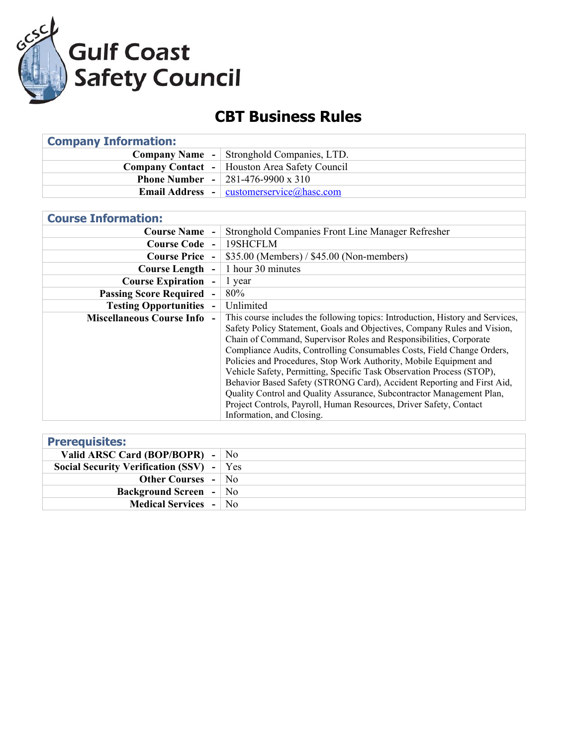# Gulf Coast Safety Council

## CBT Business Rules

| Company Information: | |
|---|---|
| **Company Name** - | Stronghold Companies, LTD. |
| **Company Contact** - | Houston Area Safety Council |
| **Phone Number** - | 281-476-9900 x 310 |
| **Email Address** - | customerservice@hasc.com |

| Course Information: | |
|---|---|
| **Course Name** - | Stronghold Companies Front Line Manager Refresher |
| **Course Code** - | 19SHCFLM |
| **Course Price** - | $35.00 (Members) / $45.00 (Non-members) |
| **Course Length** - | 1 hour 30 minutes |
| **Course Expiration** - | 1 year |
| **Passing Score Required** - | 80% |
| **Testing Opportunities** - | Unlimited |
| **Miscellaneous Course Info** - | This course includes the following topics: Introduction, History and Services, Safety Policy Statement, Goals and Objectives, Company Rules and Vision, Chain of Command, Supervisor Roles and Responsibilities, Corporate Compliance Audits, Controlling Consumables Costs, Field Change Orders, Policies and Procedures, Stop Work Authority, Mobile Equipment and Vehicle Safety, Permitting, Specific Task Observation Process (STOP), Behavior Based Safety (STRONG Card), Accident Reporting and First Aid, Quality Control and Quality Assurance, Subcontractor Management Plan, Project Controls, Payroll, Human Resources, Driver Safety, Contact Information, and Closing. |

| Prerequisites: | |
|---|---|
| **Valid ARSC Card (BOP/BOPR)** - | No |
| **Social Security Verification (SSV)** - | Yes |
| **Other Courses** - | No |
| **Background Screen** - | No |
| **Medical Services** - | No |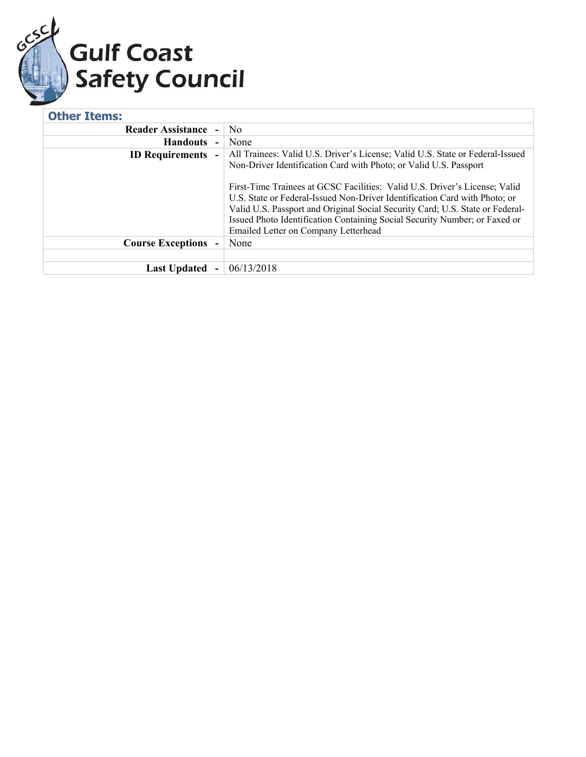Gulf Coast Safety Council

| Other Items: | |
|---|---|
| **Reader Assistance -** | No |
| **Handouts -** | None |
| **ID Requirements -** | All Trainees: Valid U.S. Driver's License; Valid U.S. State or Federal-Issued Non-Driver Identification Card with Photo; or Valid U.S. Passport<br><br>First-Time Trainees at GCSC Facilities: Valid U.S. Driver's License; Valid U.S. State or Federal-Issued Non-Driver Identification Card with Photo; or Valid U.S. Passport and Original Social Security Card; U.S. State or Federal-Issued Photo Identification Containing Social Security Number; or Faxed or Emailed Letter on Company Letterhead |
| **Course Exceptions -** | None |
| | |
| **Last Updated -** | 06/13/2018 |